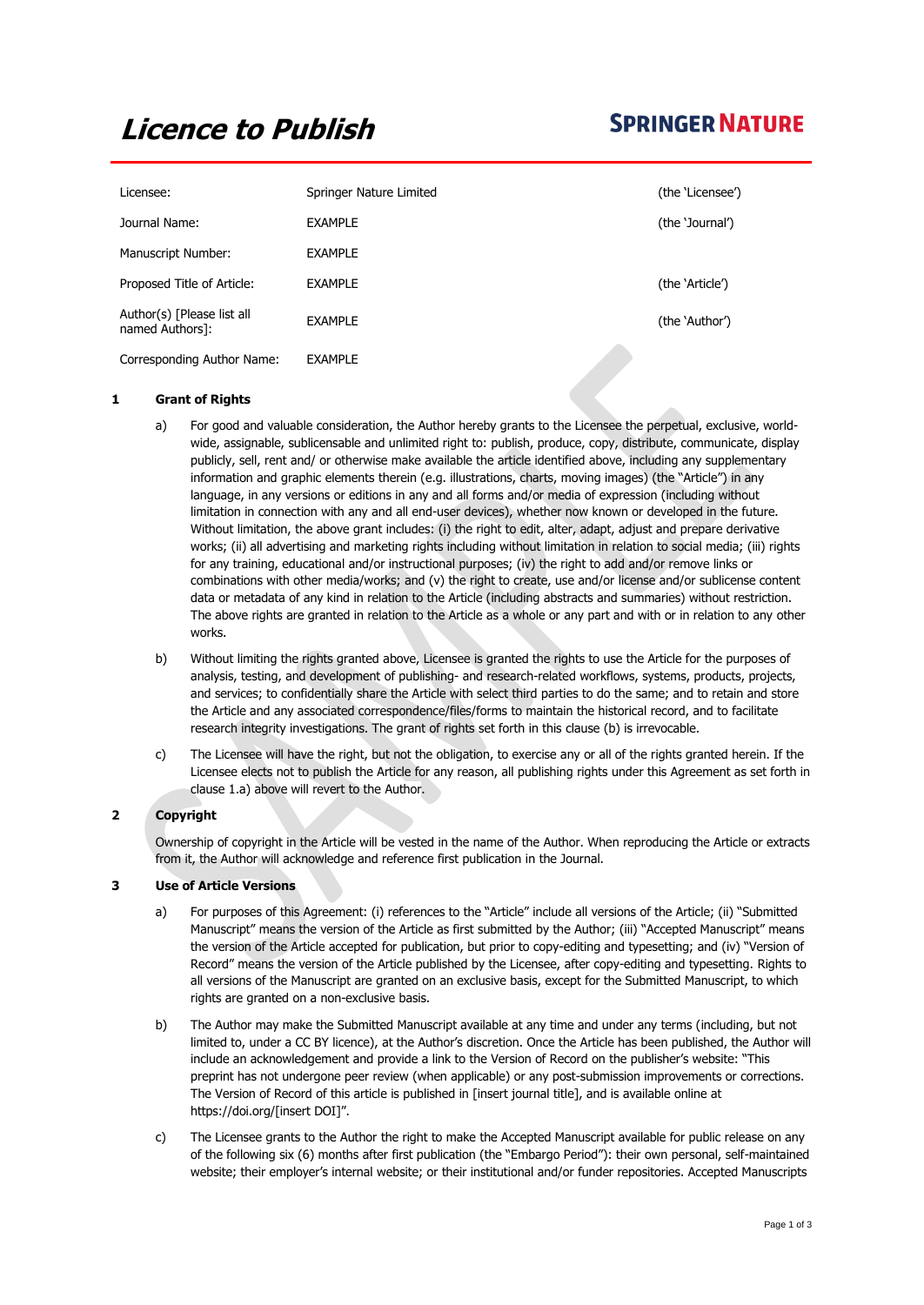# *Licence to Publish*

**SPRINGER NATURE**

| | | |
|---|---|---|
| Licensee: | Springer Nature Limited | (the 'Licensee') |
| Journal Name: | EXAMPLE | (the 'Journal') |
| Manuscript Number: | EXAMPLE | |
| Proposed Title of Article: | EXAMPLE | (the 'Article') |
| Author(s) [Please list all named Authors]: | EXAMPLE | (the 'Author') |
| Corresponding Author Name: | EXAMPLE | |

## 1 Grant of Rights

a) For good and valuable consideration, the Author hereby grants to the Licensee the perpetual, exclusive, world-wide, assignable, sublicensable and unlimited right to: publish, produce, copy, distribute, communicate, display publicly, sell, rent and/ or otherwise make available the article identified above, including any supplementary information and graphic elements therein (e.g. illustrations, charts, moving images) (the "Article") in any language, in any versions or editions in any and all forms and/or media of expression (including without limitation in connection with any and all end-user devices), whether now known or developed in the future. Without limitation, the above grant includes: (i) the right to edit, alter, adapt, adjust and prepare derivative works; (ii) all advertising and marketing rights including without limitation in relation to social media; (iii) rights for any training, educational and/or instructional purposes; (iv) the right to add and/or remove links or combinations with other media/works; and (v) the right to create, use and/or license and/or sublicense content data or metadata of any kind in relation to the Article (including abstracts and summaries) without restriction. The above rights are granted in relation to the Article as a whole or any part and with or in relation to any other works.

b) Without limiting the rights granted above, Licensee is granted the rights to use the Article for the purposes of analysis, testing, and development of publishing- and research-related workflows, systems, products, projects, and services; to confidentially share the Article with select third parties to do the same; and to retain and store the Article and any associated correspondence/files/forms to maintain the historical record, and to facilitate research integrity investigations. The grant of rights set forth in this clause (b) is irrevocable.

c) The Licensee will have the right, but not the obligation, to exercise any or all of the rights granted herein. If the Licensee elects not to publish the Article for any reason, all publishing rights under this Agreement as set forth in clause 1.a) above will revert to the Author.

## 2 Copyright

Ownership of copyright in the Article will be vested in the name of the Author. When reproducing the Article or extracts from it, the Author will acknowledge and reference first publication in the Journal.

## 3 Use of Article Versions

a) For purposes of this Agreement: (i) references to the "Article" include all versions of the Article; (ii) "Submitted Manuscript" means the version of the Article as first submitted by the Author; (iii) "Accepted Manuscript" means the version of the Article accepted for publication, but prior to copy-editing and typesetting; and (iv) "Version of Record" means the version of the Article published by the Licensee, after copy-editing and typesetting. Rights to all versions of the Manuscript are granted on an exclusive basis, except for the Submitted Manuscript, to which rights are granted on a non-exclusive basis.

b) The Author may make the Submitted Manuscript available at any time and under any terms (including, but not limited to, under a CC BY licence), at the Author's discretion. Once the Article has been published, the Author will include an acknowledgement and provide a link to the Version of Record on the publisher's website: "This preprint has not undergone peer review (when applicable) or any post-submission improvements or corrections. The Version of Record of this article is published in [insert journal title], and is available online at https://doi.org/[insert DOI]".

c) The Licensee grants to the Author the right to make the Accepted Manuscript available for public release on any of the following six (6) months after first publication (the "Embargo Period"): their own personal, self-maintained website; their employer's internal website; or their institutional and/or funder repositories. Accepted Manuscripts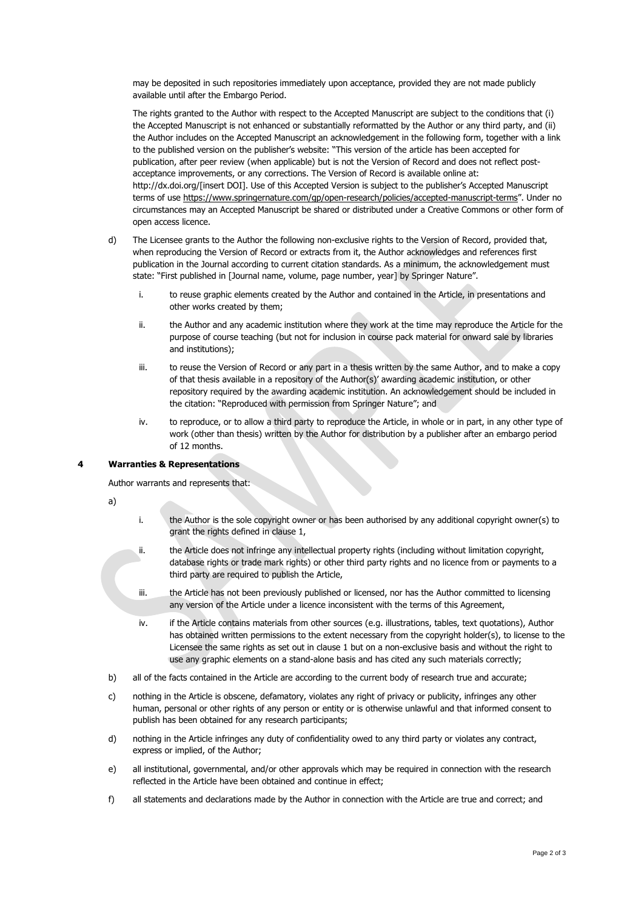may be deposited in such repositories immediately upon acceptance, provided they are not made publicly available until after the Embargo Period.

The rights granted to the Author with respect to the Accepted Manuscript are subject to the conditions that (i) the Accepted Manuscript is not enhanced or substantially reformatted by the Author or any third party, and (ii) the Author includes on the Accepted Manuscript an acknowledgement in the following form, together with a link to the published version on the publisher's website: "This version of the article has been accepted for publication, after peer review (when applicable) but is not the Version of Record and does not reflect post-acceptance improvements, or any corrections. The Version of Record is available online at: http://dx.doi.org/[insert DOI]. Use of this Accepted Version is subject to the publisher's Accepted Manuscript terms of use https://www.springernature.com/gp/open-research/policies/accepted-manuscript-terms". Under no circumstances may an Accepted Manuscript be shared or distributed under a Creative Commons or other form of open access licence.

d) The Licensee grants to the Author the following non-exclusive rights to the Version of Record, provided that, when reproducing the Version of Record or extracts from it, the Author acknowledges and references first publication in the Journal according to current citation standards. As a minimum, the acknowledgement must state: "First published in [Journal name, volume, page number, year] by Springer Nature".

   i. to reuse graphic elements created by the Author and contained in the Article, in presentations and other works created by them;

   ii. the Author and any academic institution where they work at the time may reproduce the Article for the purpose of course teaching (but not for inclusion in course pack material for onward sale by libraries and institutions);

   iii. to reuse the Version of Record or any part in a thesis written by the same Author, and to make a copy of that thesis available in a repository of the Author(s)' awarding academic institution, or other repository required by the awarding academic institution. An acknowledgement should be included in the citation: "Reproduced with permission from Springer Nature"; and

   iv. to reproduce, or to allow a third party to reproduce the Article, in whole or in part, in any other type of work (other than thesis) written by the Author for distribution by a publisher after an embargo period of 12 months.

## 4 Warranties & Representations

Author warrants and represents that:

a)

   i. the Author is the sole copyright owner or has been authorised by any additional copyright owner(s) to grant the rights defined in clause 1,

   ii. the Article does not infringe any intellectual property rights (including without limitation copyright, database rights or trade mark rights) or other third party rights and no licence from or payments to a third party are required to publish the Article,

   iii. the Article has not been previously published or licensed, nor has the Author committed to licensing any version of the Article under a licence inconsistent with the terms of this Agreement,

   iv. if the Article contains materials from other sources (e.g. illustrations, tables, text quotations), Author has obtained written permissions to the extent necessary from the copyright holder(s), to license to the Licensee the same rights as set out in clause 1 but on a non-exclusive basis and without the right to use any graphic elements on a stand-alone basis and has cited any such materials correctly;

b) all of the facts contained in the Article are according to the current body of research true and accurate;

c) nothing in the Article is obscene, defamatory, violates any right of privacy or publicity, infringes any other human, personal or other rights of any person or entity or is otherwise unlawful and that informed consent to publish has been obtained for any research participants;

d) nothing in the Article infringes any duty of confidentiality owed to any third party or violates any contract, express or implied, of the Author;

e) all institutional, governmental, and/or other approvals which may be required in connection with the research reflected in the Article have been obtained and continue in effect;

f) all statements and declarations made by the Author in connection with the Article are true and correct; and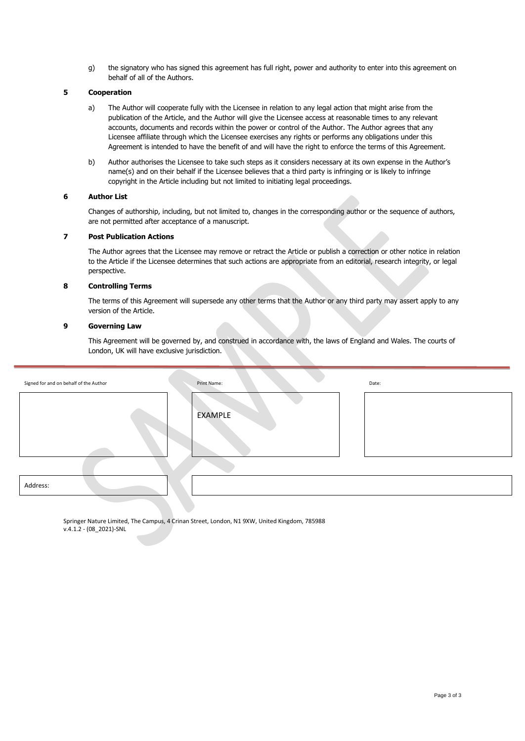g) the signatory who has signed this agreement has full right, power and authority to enter into this agreement on behalf of all of the Authors.

**5 Cooperation**

a) The Author will cooperate fully with the Licensee in relation to any legal action that might arise from the publication of the Article, and the Author will give the Licensee access at reasonable times to any relevant accounts, documents and records within the power or control of the Author. The Author agrees that any Licensee affiliate through which the Licensee exercises any rights or performs any obligations under this Agreement is intended to have the benefit of and will have the right to enforce the terms of this Agreement.

b) Author authorises the Licensee to take such steps as it considers necessary at its own expense in the Author's name(s) and on their behalf if the Licensee believes that a third party is infringing or is likely to infringe copyright in the Article including but not limited to initiating legal proceedings.

**6 Author List**

Changes of authorship, including, but not limited to, changes in the corresponding author or the sequence of authors, are not permitted after acceptance of a manuscript.

**7 Post Publication Actions**

The Author agrees that the Licensee may remove or retract the Article or publish a correction or other notice in relation to the Article if the Licensee determines that such actions are appropriate from an editorial, research integrity, or legal perspective.

**8 Controlling Terms**

The terms of this Agreement will supersede any other terms that the Author or any third party may assert apply to any version of the Article.

**9 Governing Law**

This Agreement will be governed by, and construed in accordance with, the laws of England and Wales. The courts of London, UK will have exclusive jurisdiction.

---

| Signed for and on behalf of the Author | Print Name: | Date: |
|---|---|---|
| | EXAMPLE | |

| Address: | |
|---|---|

Springer Nature Limited, The Campus, 4 Crinan Street, London, N1 9XW, United Kingdom, 785988
v.4.1.2 - (08_2021)-SNL